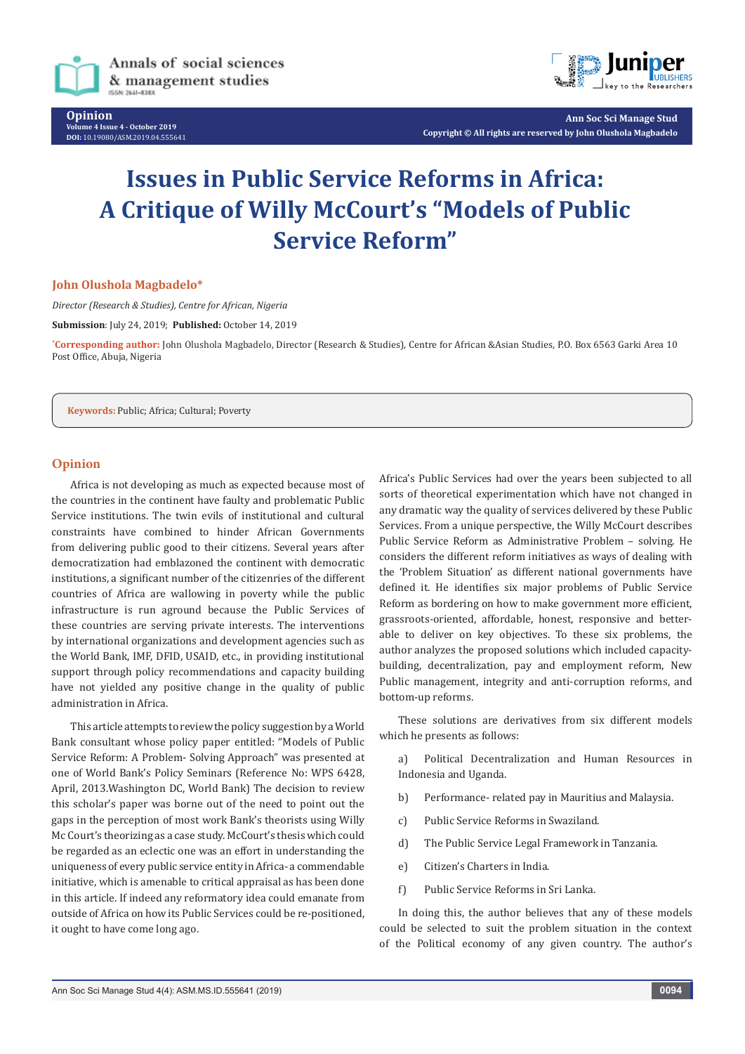Opinion

Volume 4 Issue 4 - October 2019

DOI: 10.19080/ASM.2019.04.555641

Ann Soc Sci Manage Stud

Copyright © All rights are reserved by John Olushola Magbadelo

# Issues in Public Service Reforms in Africa: A Critique of Willy McCourt's "Models of Public Service Reform"

**John Olushola Magbadelo***

*Director (Research & Studies), Centre for African, Nigeria*

**Submission**: July 24, 2019; **Published:** October 14, 2019

*Corresponding author: John Olushola Magbadelo, Director (Research & Studies), Centre for African &Asian Studies, P.O. Box 6563 Garki Area 10 Post Office, Abuja, Nigeria

**Keywords:** Public; Africa; Cultural; Poverty

## Opinion

Africa is not developing as much as expected because most of the countries in the continent have faulty and problematic Public Service institutions. The twin evils of institutional and cultural constraints have combined to hinder African Governments from delivering public good to their citizens. Several years after democratization had emblazoned the continent with democratic institutions, a significant number of the citizenries of the different countries of Africa are wallowing in poverty while the public infrastructure is run aground because the Public Services of these countries are serving private interests. The interventions by international organizations and development agencies such as the World Bank, IMF, DFID, USAID, etc., in providing institutional support through policy recommendations and capacity building have not yielded any positive change in the quality of public administration in Africa.

This article attempts to review the policy suggestion by a World Bank consultant whose policy paper entitled: "Models of Public Service Reform: A Problem- Solving Approach" was presented at one of World Bank's Policy Seminars (Reference No: WPS 6428, April, 2013.Washington DC, World Bank) The decision to review this scholar's paper was borne out of the need to point out the gaps in the perception of most work Bank's theorists using Willy Mc Court's theorizing as a case study. McCourt's thesis which could be regarded as an eclectic one was an effort in understanding the uniqueness of every public service entity in Africa- a commendable initiative, which is amenable to critical appraisal as has been done in this article. If indeed any reformatory idea could emanate from outside of Africa on how its Public Services could be re-positioned, it ought to have come long ago.

Africa's Public Services had over the years been subjected to all sorts of theoretical experimentation which have not changed in any dramatic way the quality of services delivered by these Public Services. From a unique perspective, the Willy McCourt describes Public Service Reform as Administrative Problem – solving. He considers the different reform initiatives as ways of dealing with the 'Problem Situation' as different national governments have defined it. He identifies six major problems of Public Service Reform as bordering on how to make government more efficient, grassroots-oriented, affordable, honest, responsive and better-able to deliver on key objectives. To these six problems, the author analyzes the proposed solutions which included capacity-building, decentralization, pay and employment reform, New Public management, integrity and anti-corruption reforms, and bottom-up reforms.

These solutions are derivatives from six different models which he presents as follows:

a) Political Decentralization and Human Resources in Indonesia and Uganda.

b) Performance- related pay in Mauritius and Malaysia.

c) Public Service Reforms in Swaziland.

d) The Public Service Legal Framework in Tanzania.

e) Citizen's Charters in India.

f) Public Service Reforms in Sri Lanka.

In doing this, the author believes that any of these models could be selected to suit the problem situation in the context of the Political economy of any given country. The author's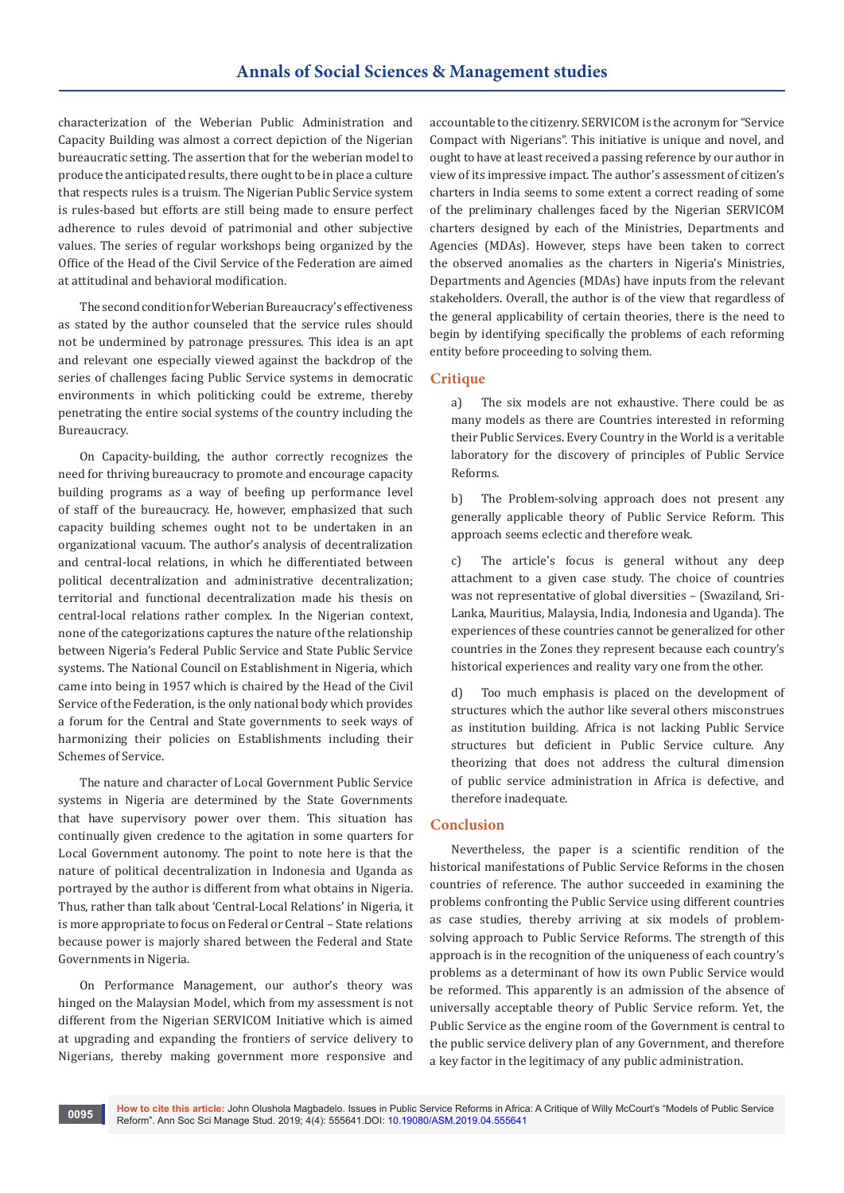characterization of the Weberian Public Administration and Capacity Building was almost a correct depiction of the Nigerian bureaucratic setting. The assertion that for the weberian model to produce the anticipated results, there ought to be in place a culture that respects rules is a truism. The Nigerian Public Service system is rules-based but efforts are still being made to ensure perfect adherence to rules devoid of patrimonial and other subjective values. The series of regular workshops being organized by the Office of the Head of the Civil Service of the Federation are aimed at attitudinal and behavioral modification.

The second condition for Weberian Bureaucracy's effectiveness as stated by the author counseled that the service rules should not be undermined by patronage pressures. This idea is an apt and relevant one especially viewed against the backdrop of the series of challenges facing Public Service systems in democratic environments in which politicking could be extreme, thereby penetrating the entire social systems of the country including the Bureaucracy.

On Capacity-building, the author correctly recognizes the need for thriving bureaucracy to promote and encourage capacity building programs as a way of beefing up performance level of staff of the bureaucracy. He, however, emphasized that such capacity building schemes ought not to be undertaken in an organizational vacuum. The author's analysis of decentralization and central-local relations, in which he differentiated between political decentralization and administrative decentralization; territorial and functional decentralization made his thesis on central-local relations rather complex. In the Nigerian context, none of the categorizations captures the nature of the relationship between Nigeria's Federal Public Service and State Public Service systems. The National Council on Establishment in Nigeria, which came into being in 1957 which is chaired by the Head of the Civil Service of the Federation, is the only national body which provides a forum for the Central and State governments to seek ways of harmonizing their policies on Establishments including their Schemes of Service.

The nature and character of Local Government Public Service systems in Nigeria are determined by the State Governments that have supervisory power over them. This situation has continually given credence to the agitation in some quarters for Local Government autonomy. The point to note here is that the nature of political decentralization in Indonesia and Uganda as portrayed by the author is different from what obtains in Nigeria. Thus, rather than talk about 'Central-Local Relations' in Nigeria, it is more appropriate to focus on Federal or Central – State relations because power is majorly shared between the Federal and State Governments in Nigeria.

On Performance Management, our author's theory was hinged on the Malaysian Model, which from my assessment is not different from the Nigerian SERVICOM Initiative which is aimed at upgrading and expanding the frontiers of service delivery to Nigerians, thereby making government more responsive and accountable to the citizenry. SERVICOM is the acronym for "Service Compact with Nigerians". This initiative is unique and novel, and ought to have at least received a passing reference by our author in view of its impressive impact. The author's assessment of citizen's charters in India seems to some extent a correct reading of some of the preliminary challenges faced by the Nigerian SERVICOM charters designed by each of the Ministries, Departments and Agencies (MDAs). However, steps have been taken to correct the observed anomalies as the charters in Nigeria's Ministries, Departments and Agencies (MDAs) have inputs from the relevant stakeholders. Overall, the author is of the view that regardless of the general applicability of certain theories, there is the need to begin by identifying specifically the problems of each reforming entity before proceeding to solving them.

## Critique

a) The six models are not exhaustive. There could be as many models as there are Countries interested in reforming their Public Services. Every Country in the World is a veritable laboratory for the discovery of principles of Public Service Reforms.

b) The Problem-solving approach does not present any generally applicable theory of Public Service Reform. This approach seems eclectic and therefore weak.

c) The article's focus is general without any deep attachment to a given case study. The choice of countries was not representative of global diversities – (Swaziland, Sri-Lanka, Mauritius, Malaysia, India, Indonesia and Uganda). The experiences of these countries cannot be generalized for other countries in the Zones they represent because each country's historical experiences and reality vary one from the other.

d) Too much emphasis is placed on the development of structures which the author like several others misconstrues as institution building. Africa is not lacking Public Service structures but deficient in Public Service culture. Any theorizing that does not address the cultural dimension of public service administration in Africa is defective, and therefore inadequate.

## Conclusion

Nevertheless, the paper is a scientific rendition of the historical manifestations of Public Service Reforms in the chosen countries of reference. The author succeeded in examining the problems confronting the Public Service using different countries as case studies, thereby arriving at six models of problem-solving approach to Public Service Reforms. The strength of this approach is in the recognition of the uniqueness of each country's problems as a determinant of how its own Public Service would be reformed. This apparently is an admission of the absence of universally acceptable theory of Public Service reform. Yet, the Public Service as the engine room of the Government is central to the public service delivery plan of any Government, and therefore a key factor in the legitimacy of any public administration.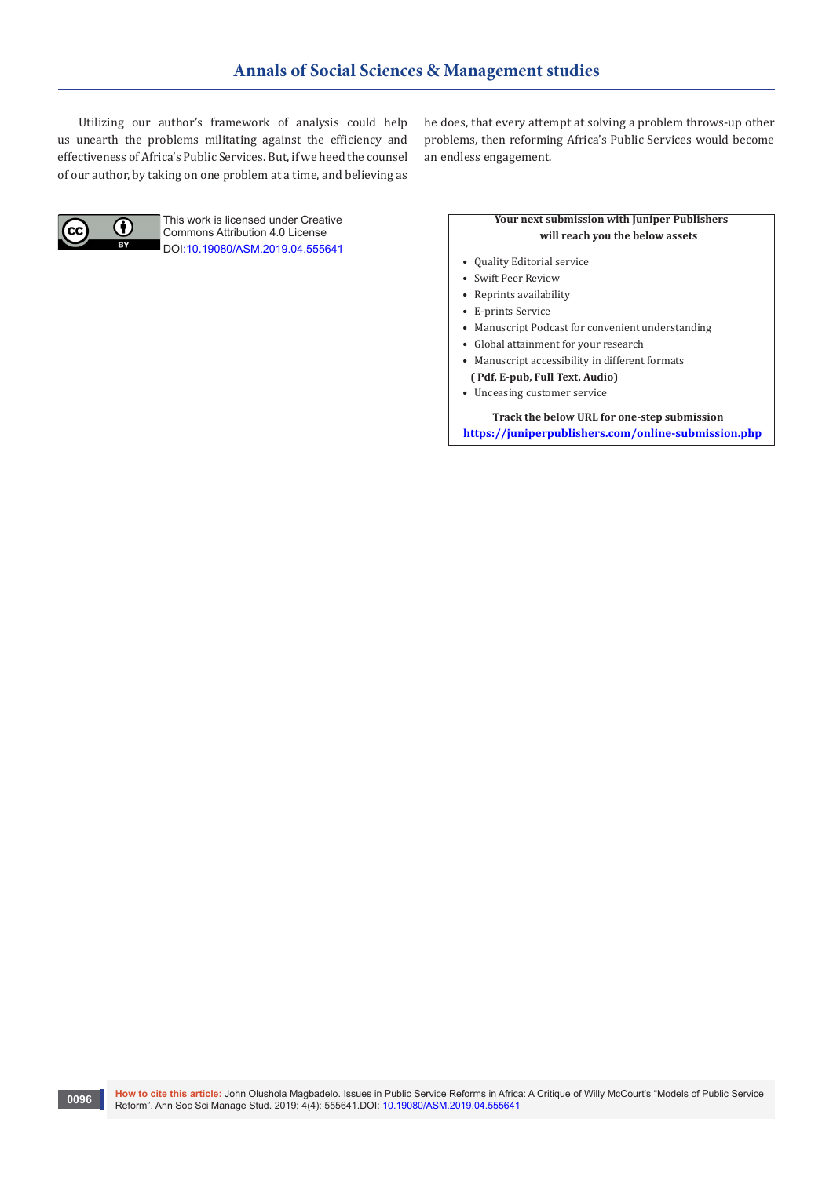Utilizing our author's framework of analysis could help us unearth the problems militating against the efficiency and effectiveness of Africa's Public Services. But, if we heed the counsel of our author, by taking on one problem at a time, and believing as he does, that every attempt at solving a problem throws-up other problems, then reforming Africa's Public Services would become an endless engagement.

This work is licensed under Creative Commons Attribution 4.0 License
DOI:10.19080/ASM.2019.04.555641

**Your next submission with Juniper Publishers will reach you the below assets**

- Quality Editorial service
- Swift Peer Review
- Reprints availability
- E-prints Service
- Manuscript Podcast for convenient understanding
- Global attainment for your research
- Manuscript accessibility in different formats

  **( Pdf, E-pub, Full Text, Audio)**
- Unceasing customer service

**Track the below URL for one-step submission**
**https://juniperpublishers.com/online-submission.php**

**How to cite this article:** John Olushola Magbadelo. Issues in Public Service Reforms in Africa: A Critique of Willy McCourt's "Models of Public Service Reform". Ann Soc Sci Manage Stud. 2019; 4(4): 555641.DOI: 10.19080/ASM.2019.04.555641